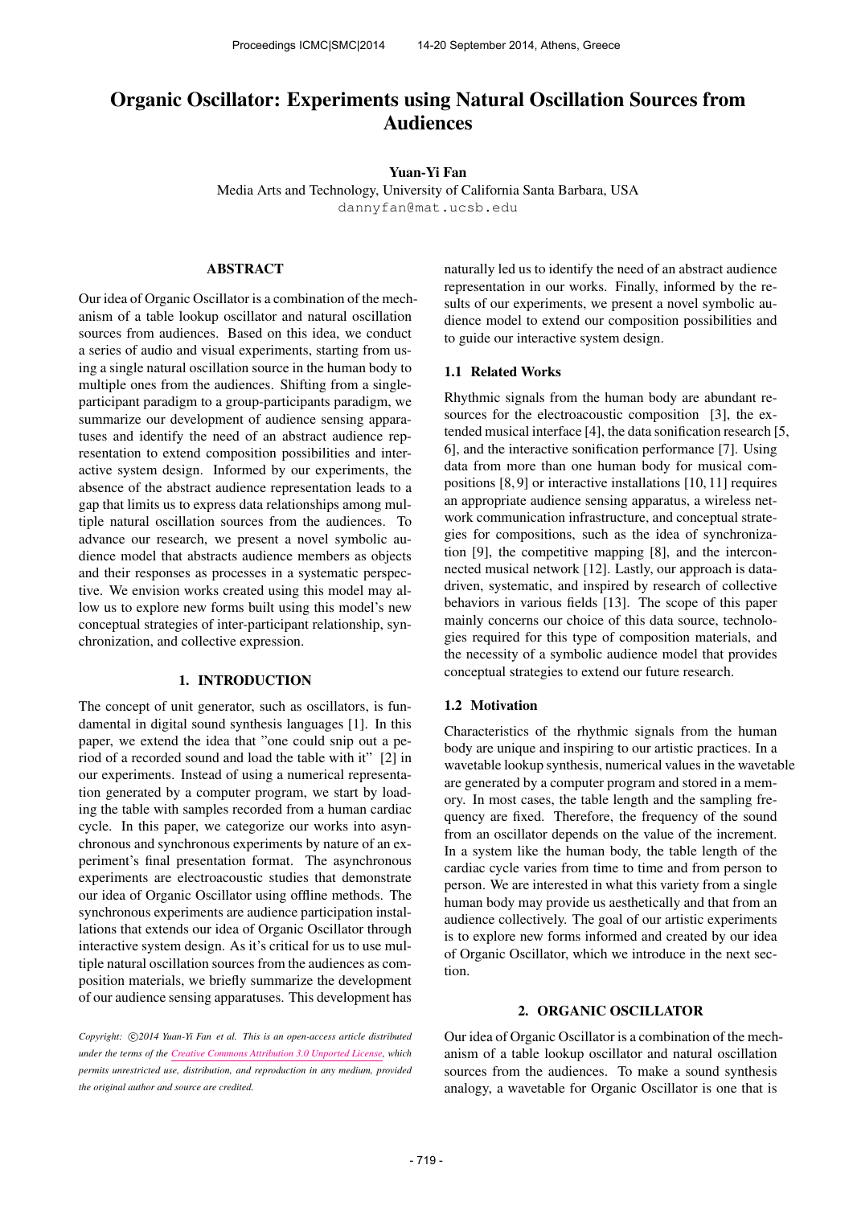# Organic Oscillator: Experiments using Natural Oscillation Sources from Audiences

**Yuan-Yi Fan**
Media Arts and Technology, University of California Santa Barbara, USA
dannyfan@mat.ucsb.edu

## ABSTRACT

Our idea of Organic Oscillator is a combination of the mechanism of a table lookup oscillator and natural oscillation sources from audiences. Based on this idea, we conduct a series of audio and visual experiments, starting from using a single natural oscillation source in the human body to multiple ones from the audiences. Shifting from a single-participant paradigm to a group-participants paradigm, we summarize our development of audience sensing apparatuses and identify the need of an abstract audience representation to extend composition possibilities and interactive system design. Informed by our experiments, the absence of the abstract audience representation leads to a gap that limits us to express data relationships among multiple natural oscillation sources from the audiences. To advance our research, we present a novel symbolic audience model that abstracts audience members as objects and their responses as processes in a systematic perspective. We envision works created using this model may allow us to explore new forms built using this model's new conceptual strategies of inter-participant relationship, synchronization, and collective expression.

## 1. INTRODUCTION

The concept of unit generator, such as oscillators, is fundamental in digital sound synthesis languages [1]. In this paper, we extend the idea that "one could snip out a period of a recorded sound and load the table with it" [2] in our experiments. Instead of using a numerical representation generated by a computer program, we start by loading the table with samples recorded from a human cardiac cycle. In this paper, we categorize our works into asynchronous and synchronous experiments by nature of an experiment's final presentation format. The asynchronous experiments are electroacoustic studies that demonstrate our idea of Organic Oscillator using offline methods. The synchronous experiments are audience participation installations that extends our idea of Organic Oscillator through interactive system design. As it's critical for us to use multiple natural oscillation sources from the audiences as composition materials, we briefly summarize the development of our audience sensing apparatuses. This development has naturally led us to identify the need of an abstract audience representation in our works. Finally, informed by the results of our experiments, we present a novel symbolic audience model to extend our composition possibilities and to guide our interactive system design.

*Copyright: ©2014 Yuan-Yi Fan et al. This is an open-access article distributed under the terms of the Creative Commons Attribution 3.0 Unported License, which permits unrestricted use, distribution, and reproduction in any medium, provided the original author and source are credited.*

### 1.1 Related Works

Rhythmic signals from the human body are abundant resources for the electroacoustic composition [3], the extended musical interface [4], the data sonification research [5, 6], and the interactive sonification performance [7]. Using data from more than one human body for musical compositions [8, 9] or interactive installations [10, 11] requires an appropriate audience sensing apparatus, a wireless network communication infrastructure, and conceptual strategies for compositions, such as the idea of synchronization [9], the competitive mapping [8], and the interconnected musical network [12]. Lastly, our approach is data-driven, systematic, and inspired by research of collective behaviors in various fields [13]. The scope of this paper mainly concerns our choice of this data source, technologies required for this type of composition materials, and the necessity of a symbolic audience model that provides conceptual strategies to extend our future research.

### 1.2 Motivation

Characteristics of the rhythmic signals from the human body are unique and inspiring to our artistic practices. In a wavetable lookup synthesis, numerical values in the wavetable are generated by a computer program and stored in a memory. In most cases, the table length and the sampling frequency are fixed. Therefore, the frequency of the sound from an oscillator depends on the value of the increment. In a system like the human body, the table length of the cardiac cycle varies from time to time and from person to person. We are interested in what this variety from a single human body may provide us aesthetically and that from an audience collectively. The goal of our artistic experiments is to explore new forms informed and created by our idea of Organic Oscillator, which we introduce in the next section.

## 2. ORGANIC OSCILLATOR

Our idea of Organic Oscillator is a combination of the mechanism of a table lookup oscillator and natural oscillation sources from the audiences. To make a sound synthesis analogy, a wavetable for Organic Oscillator is one that is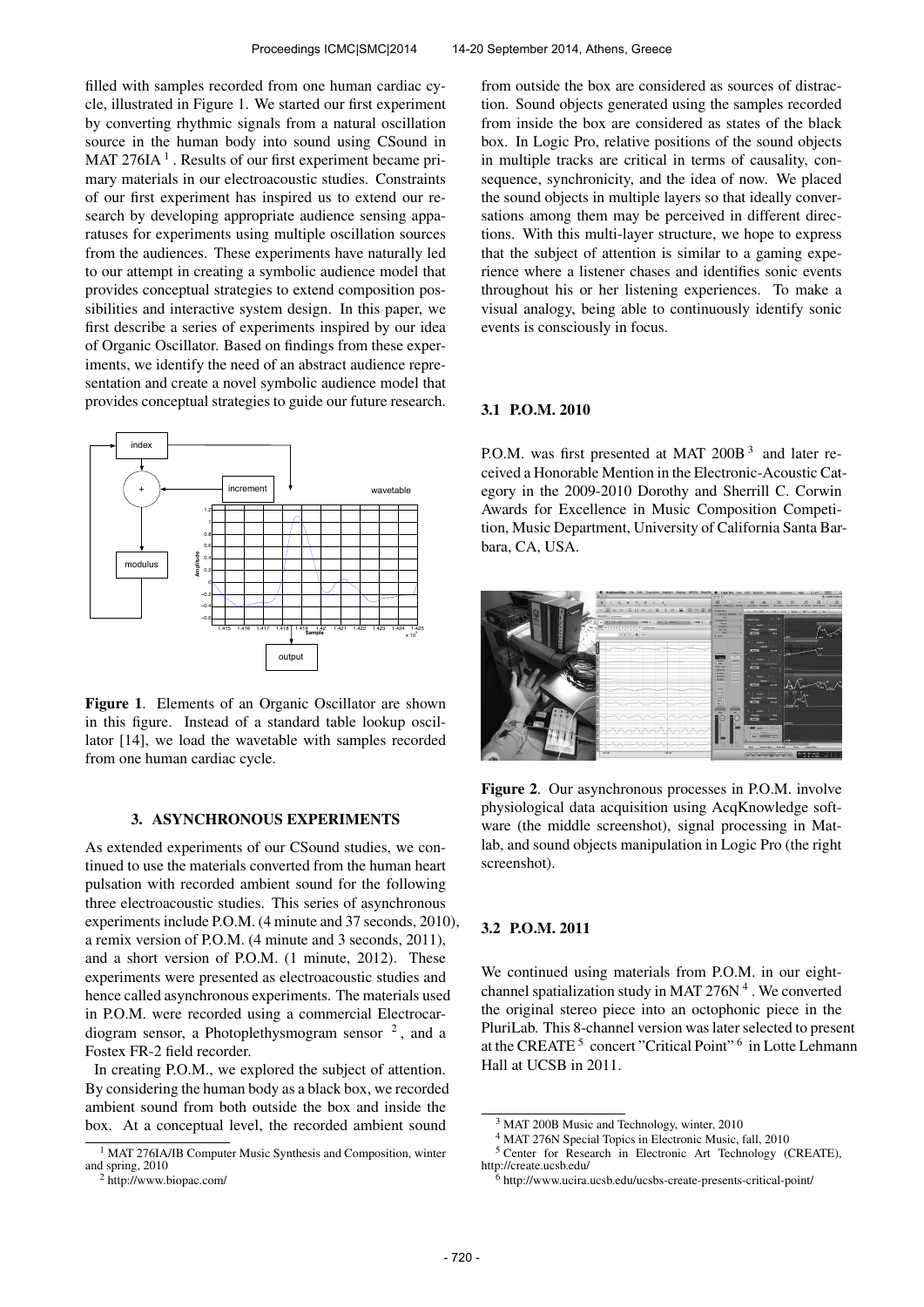filled with samples recorded from one human cardiac cycle, illustrated in Figure 1. We started our first experiment by converting rhythmic signals from a natural oscillation source in the human body into sound using CSound in MAT 276IA [1]. Results of our first experiment became primary materials in our electroacoustic studies. Constraints of our first experiment has inspired us to extend our research by developing appropriate audience sensing apparatuses for experiments using multiple oscillation sources from the audiences. These experiments have naturally led to our attempt in creating a symbolic audience model that provides conceptual strategies to extend composition possibilities and interactive system design. In this paper, we first describe a series of experiments inspired by our idea of Organic Oscillator. Based on findings from these experiments, we identify the need of an abstract audience representation and create a novel symbolic audience model that provides conceptual strategies to guide our future research.

**Figure 1**. Elements of an Organic Oscillator are shown in this figure. Instead of a standard table lookup oscillator [14], we load the wavetable with samples recorded from one human cardiac cycle.

## 3. ASYNCHRONOUS EXPERIMENTS

As extended experiments of our CSound studies, we continued to use the materials converted from the human heart pulsation with recorded ambient sound for the following three electroacoustic studies. This series of asynchronous experiments include P.O.M. (4 minute and 37 seconds, 2010), a remix version of P.O.M. (4 minute and 3 seconds, 2011), and a short version of P.O.M. (1 minute, 2012). These experiments were presented as electroacoustic studies and hence called asynchronous experiments. The materials used in P.O.M. were recorded using a commercial Electrocardiogram sensor, a Photoplethysmogram sensor [2], and a Fostex FR-2 field recorder.

In creating P.O.M., we explored the subject of attention. By considering the human body as a black box, we recorded ambient sound from both outside the box and inside the box. At a conceptual level, the recorded ambient sound from outside the box are considered as sources of distraction. Sound objects generated using the samples recorded from inside the box are considered as states of the black box. In Logic Pro, relative positions of the sound objects in multiple tracks are critical in terms of causality, consequence, synchronicity, and the idea of now. We placed the sound objects in multiple layers so that ideally conversations among them may be perceived in different directions. With this multi-layer structure, we hope to express that the subject of attention is similar to a gaming experience where a listener chases and identifies sonic events throughout his or her listening experiences. To make a visual analogy, being able to continuously identify sonic events is consciously in focus.

### 3.1 P.O.M. 2010

P.O.M. was first presented at MAT 200B [3] and later received a Honorable Mention in the Electronic-Acoustic Category in the 2009-2010 Dorothy and Sherrill C. Corwin Awards for Excellence in Music Composition Competition, Music Department, University of California Santa Barbara, CA, USA.

**Figure 2**. Our asynchronous processes in P.O.M. involve physiological data acquisition using AcqKnowledge software (the middle screenshot), signal processing in Matlab, and sound objects manipulation in Logic Pro (the right screenshot).

### 3.2 P.O.M. 2011

We continued using materials from P.O.M. in our eight-channel spatialization study in MAT 276N [4]. We converted the original stereo piece into an octophonic piece in the PluriLab. This 8-channel version was later selected to present at the CREATE [5] concert "Critical Point" [6] in Lotte Lehmann Hall at UCSB in 2011.

[1] MAT 276IA/IB Computer Music Synthesis and Composition, winter and spring, 2010

[2] http://www.biopac.com/

[3] MAT 200B Music and Technology, winter, 2010

[4] MAT 276N Special Topics in Electronic Music, fall, 2010

[5] Center for Research in Electronic Art Technology (CREATE), http://create.ucsb.edu/

[6] http://www.ucira.ucsb.edu/ucsbs-create-presents-critical-point/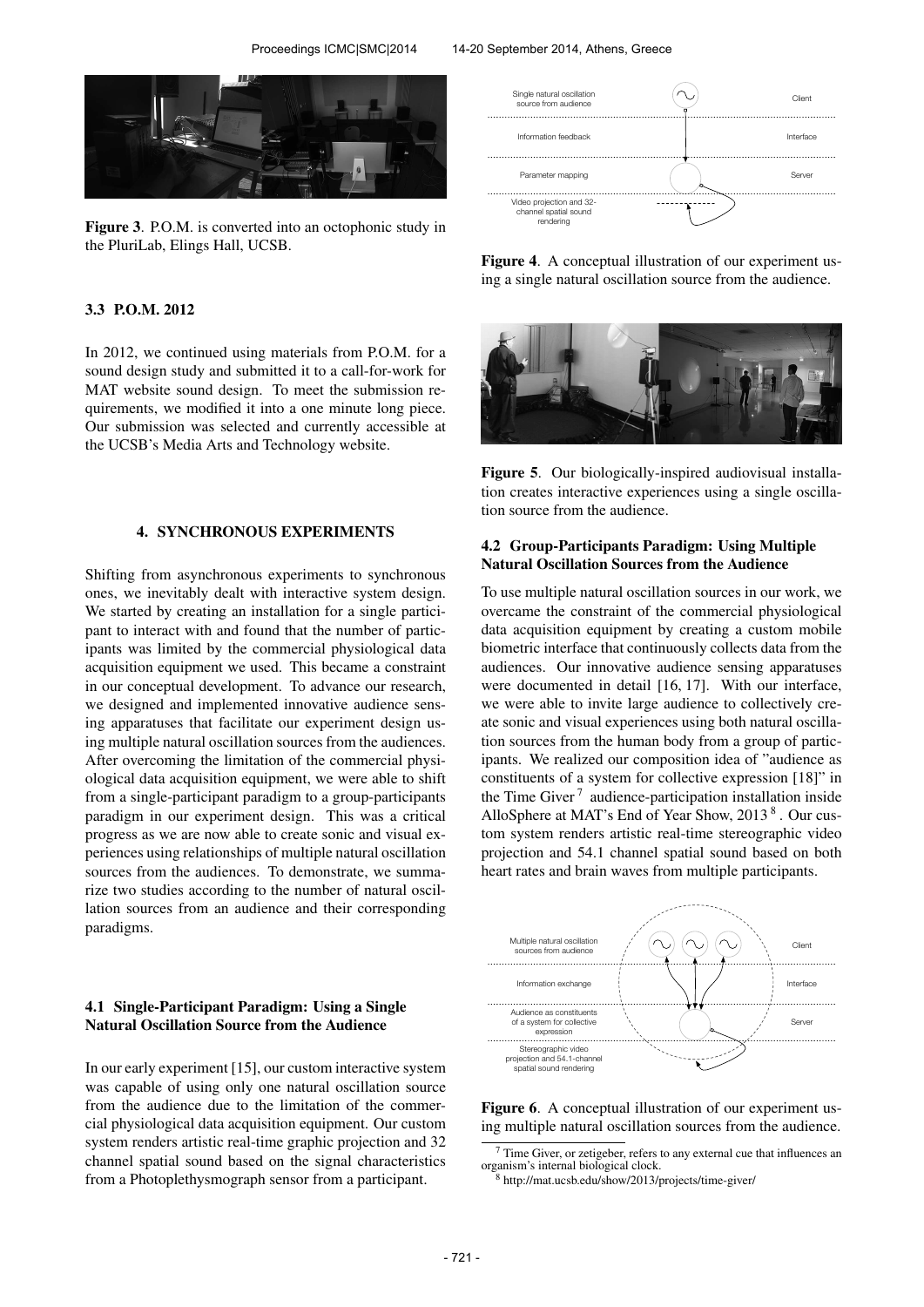Figure 3. P.O.M. is converted into an octophonic study in the PluriLab, Elings Hall, UCSB.

### 3.3 P.O.M. 2012

In 2012, we continued using materials from P.O.M. for a sound design study and submitted it to a call-for-work for MAT website sound design. To meet the submission requirements, we modified it into a one minute long piece. Our submission was selected and currently accessible at the UCSB's Media Arts and Technology website.

## 4. SYNCHRONOUS EXPERIMENTS

Shifting from asynchronous experiments to synchronous ones, we inevitably dealt with interactive system design. We started by creating an installation for a single participant to interact with and found that the number of participants was limited by the commercial physiological data acquisition equipment we used. This became a constraint in our conceptual development. To advance our research, we designed and implemented innovative audience sensing apparatuses that facilitate our experiment design using multiple natural oscillation sources from the audiences. After overcoming the limitation of the commercial physiological data acquisition equipment, we were able to shift from a single-participant paradigm to a group-participants paradigm in our experiment design. This was a critical progress as we are now able to create sonic and visual experiences using relationships of multiple natural oscillation sources from the audiences. To demonstrate, we summarize two studies according to the number of natural oscillation sources from an audience and their corresponding paradigms.

### 4.1 Single-Participant Paradigm: Using a Single Natural Oscillation Source from the Audience

In our early experiment [15], our custom interactive system was capable of using only one natural oscillation source from the audience due to the limitation of the commercial physiological data acquisition equipment. Our custom system renders artistic real-time graphic projection and 32 channel spatial sound based on the signal characteristics from a Photoplethysmograph sensor from a participant.

Figure 4. A conceptual illustration of our experiment using a single natural oscillation source from the audience.

Figure 5. Our biologically-inspired audiovisual installation creates interactive experiences using a single oscillation source from the audience.

### 4.2 Group-Participants Paradigm: Using Multiple Natural Oscillation Sources from the Audience

To use multiple natural oscillation sources in our work, we overcame the constraint of the commercial physiological data acquisition equipment by creating a custom mobile biometric interface that continuously collects data from the audiences. Our innovative audience sensing apparatuses were documented in detail [16, 17]. With our interface, we were able to invite large audience to collectively create sonic and visual experiences using both natural oscillation sources from the human body from a group of participants. We realized our composition idea of "audience as constituents of a system for collective expression [18]" in the Time Giver[7] audience-participation installation inside AlloSphere at MAT's End of Year Show, 2013[8]. Our custom system renders artistic real-time stereographic video projection and 54.1 channel spatial sound based on both heart rates and brain waves from multiple participants.

Figure 6. A conceptual illustration of our experiment using multiple natural oscillation sources from the audience.

[7] Time Giver, or zetigeber, refers to any external cue that influences an organism's internal biological clock.

[8] http://mat.ucsb.edu/show/2013/projects/time-giver/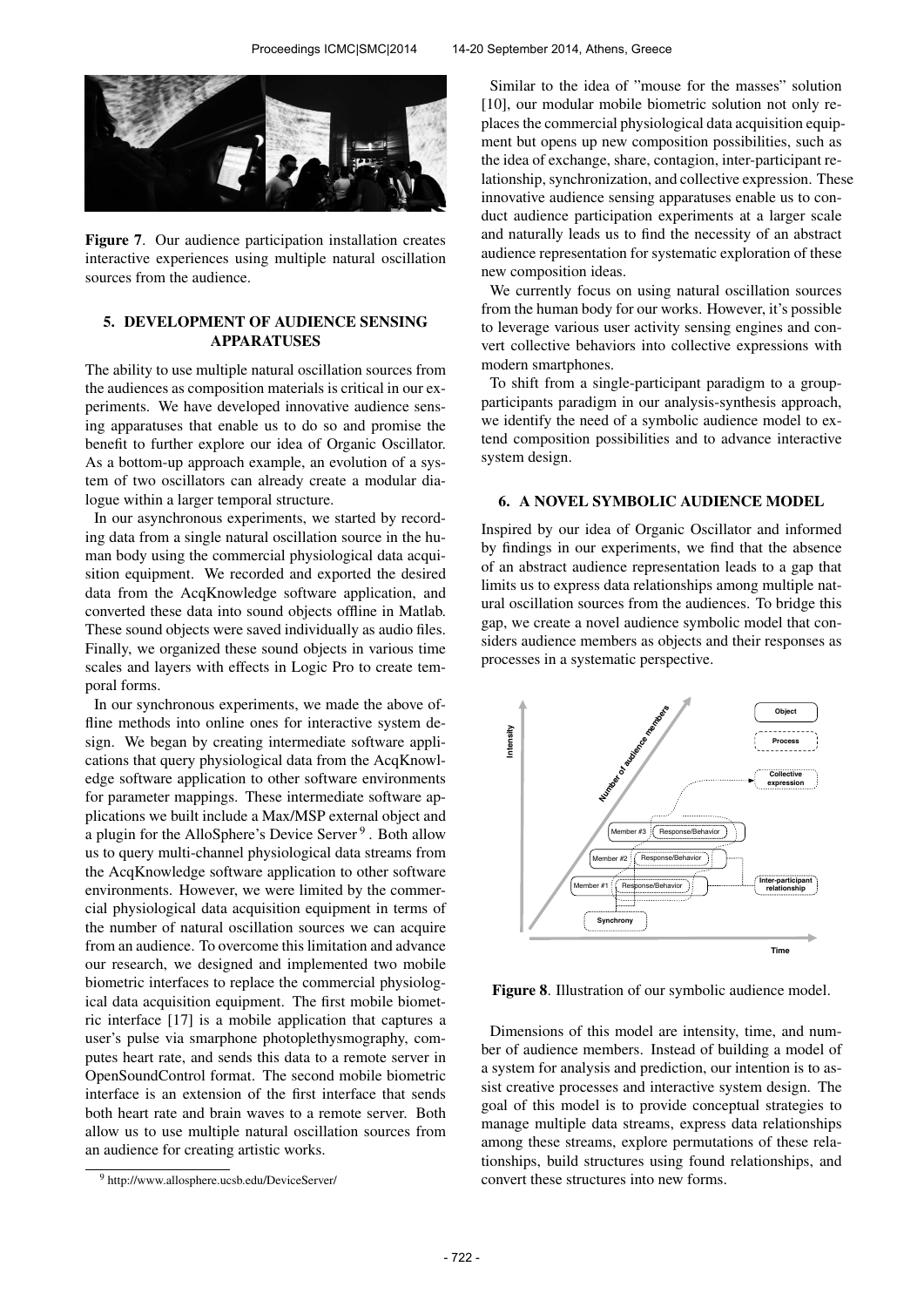**Figure 7**. Our audience participation installation creates interactive experiences using multiple natural oscillation sources from the audience.

## 5. DEVELOPMENT OF AUDIENCE SENSING APPARATUSES

The ability to use multiple natural oscillation sources from the audiences as composition materials is critical in our experiments. We have developed innovative audience sensing apparatuses that enable us to do so and promise the benefit to further explore our idea of Organic Oscillator. As a bottom-up approach example, an evolution of a system of two oscillators can already create a modular dialogue within a larger temporal structure.

In our asynchronous experiments, we started by recording data from a single natural oscillation source in the human body using the commercial physiological data acquisition equipment. We recorded and exported the desired data from the AcqKnowledge software application, and converted these data into sound objects offline in Matlab. These sound objects were saved individually as audio files. Finally, we organized these sound objects in various time scales and layers with effects in Logic Pro to create temporal forms.

In our synchronous experiments, we made the above offline methods into online ones for interactive system design. We began by creating intermediate software applications that query physiological data from the AcqKnowledge software application to other software environments for parameter mappings. These intermediate software applications we built include a Max/MSP external object and a plugin for the AlloSphere's Device Server [9]. Both allow us to query multi-channel physiological data streams from the AcqKnowledge software application to other software environments. However, we were limited by the commercial physiological data acquisition equipment in terms of the number of natural oscillation sources we can acquire from an audience. To overcome this limitation and advance our research, we designed and implemented two mobile biometric interfaces to replace the commercial physiological data acquisition equipment. The first mobile biometric interface [17] is a mobile application that captures a user's pulse via smarphone photoplethysmography, computes heart rate, and sends this data to a remote server in OpenSoundControl format. The second mobile biometric interface is an extension of the first interface that sends both heart rate and brain waves to a remote server. Both allow us to use multiple natural oscillation sources from an audience for creating artistic works.

[9] http://www.allosphere.ucsb.edu/DeviceServer/

Similar to the idea of "mouse for the masses" solution [10], our modular mobile biometric solution not only replaces the commercial physiological data acquisition equipment but opens up new composition possibilities, such as the idea of exchange, share, contagion, inter-participant relationship, synchronization, and collective expression. These innovative audience sensing apparatuses enable us to conduct audience participation experiments at a larger scale and naturally leads us to find the necessity of an abstract audience representation for systematic exploration of these new composition ideas.

We currently focus on using natural oscillation sources from the human body for our works. However, it's possible to leverage various user activity sensing engines and convert collective behaviors into collective expressions with modern smartphones.

To shift from a single-participant paradigm to a group-participants paradigm in our analysis-synthesis approach, we identify the need of a symbolic audience model to extend composition possibilities and to advance interactive system design.

## 6. A NOVEL SYMBOLIC AUDIENCE MODEL

Inspired by our idea of Organic Oscillator and informed by findings in our experiments, we find that the absence of an abstract audience representation leads to a gap that limits us to express data relationships among multiple natural oscillation sources from the audiences. To bridge this gap, we create a novel audience symbolic model that considers audience members as objects and their responses as processes in a systematic perspective.

**Figure 8**. Illustration of our symbolic audience model.

Dimensions of this model are intensity, time, and number of audience members. Instead of building a model of a system for analysis and prediction, our intention is to assist creative processes and interactive system design. The goal of this model is to provide conceptual strategies to manage multiple data streams, express data relationships among these streams, explore permutations of these relationships, build structures using found relationships, and convert these structures into new forms.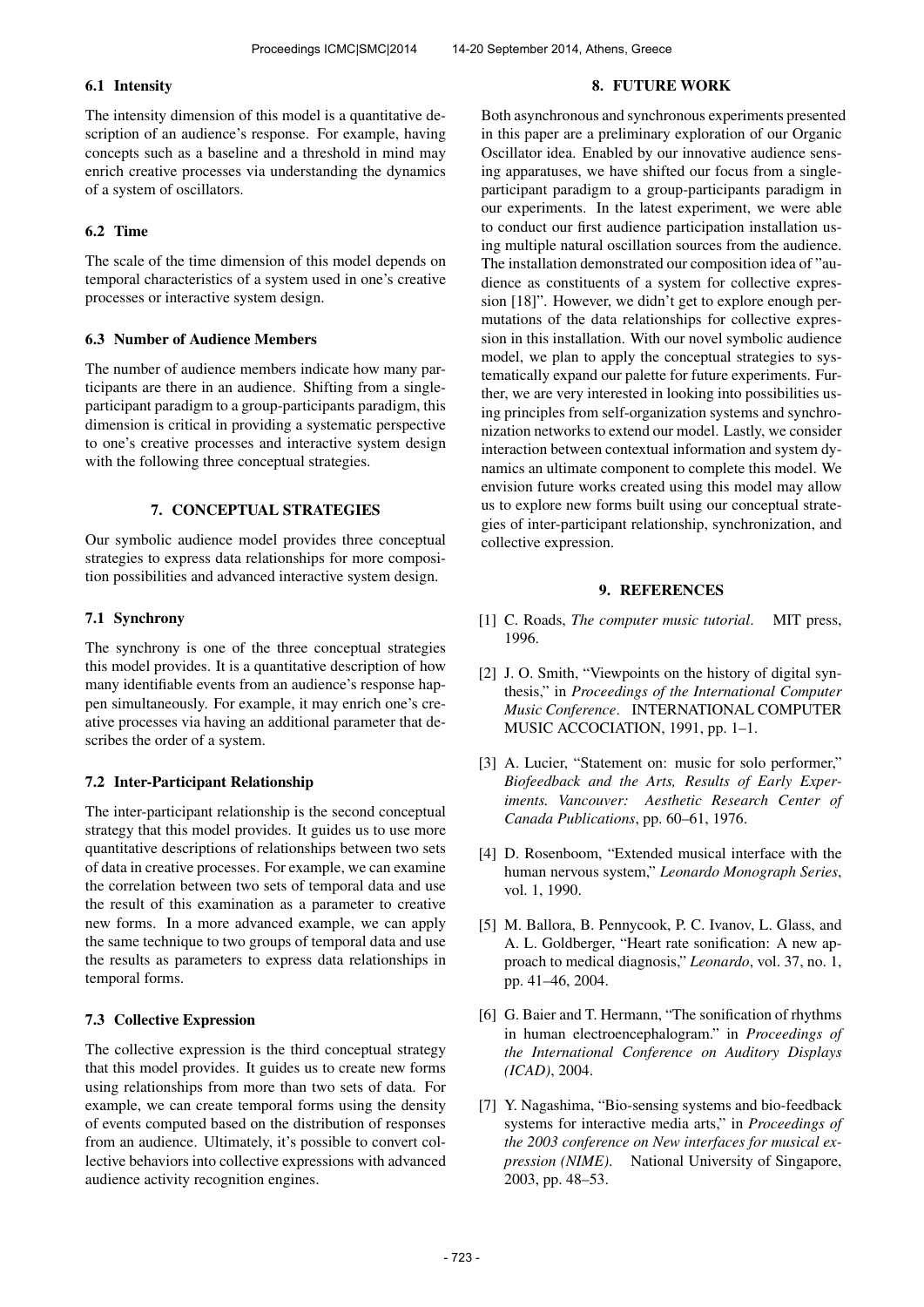### 6.1 Intensity

The intensity dimension of this model is a quantitative description of an audience's response. For example, having concepts such as a baseline and a threshold in mind may enrich creative processes via understanding the dynamics of a system of oscillators.

### 6.2 Time

The scale of the time dimension of this model depends on temporal characteristics of a system used in one's creative processes or interactive system design.

### 6.3 Number of Audience Members

The number of audience members indicate how many participants are there in an audience. Shifting from a single-participant paradigm to a group-participants paradigm, this dimension is critical in providing a systematic perspective to one's creative processes and interactive system design with the following three conceptual strategies.

## 7. CONCEPTUAL STRATEGIES

Our symbolic audience model provides three conceptual strategies to express data relationships for more composition possibilities and advanced interactive system design.

### 7.1 Synchrony

The synchrony is one of the three conceptual strategies this model provides. It is a quantitative description of how many identifiable events from an audience's response happen simultaneously. For example, it may enrich one's creative processes via having an additional parameter that describes the order of a system.

### 7.2 Inter-Participant Relationship

The inter-participant relationship is the second conceptual strategy that this model provides. It guides us to use more quantitative descriptions of relationships between two sets of data in creative processes. For example, we can examine the correlation between two sets of temporal data and use the result of this examination as a parameter to creative new forms. In a more advanced example, we can apply the same technique to two groups of temporal data and use the results as parameters to express data relationships in temporal forms.

### 7.3 Collective Expression

The collective expression is the third conceptual strategy that this model provides. It guides us to create new forms using relationships from more than two sets of data. For example, we can create temporal forms using the density of events computed based on the distribution of responses from an audience. Ultimately, it's possible to convert collective behaviors into collective expressions with advanced audience activity recognition engines.

## 8. FUTURE WORK

Both asynchronous and synchronous experiments presented in this paper are a preliminary exploration of our Organic Oscillator idea. Enabled by our innovative audience sensing apparatuses, we have shifted our focus from a single-participant paradigm to a group-participants paradigm in our experiments. In the latest experiment, we were able to conduct our first audience participation installation using multiple natural oscillation sources from the audience. The installation demonstrated our composition idea of "audience as constituents of a system for collective expression [18]". However, we didn't get to explore enough permutations of the data relationships for collective expression in this installation. With our novel symbolic audience model, we plan to apply the conceptual strategies to systematically expand our palette for future experiments. Further, we are very interested in looking into possibilities using principles from self-organization systems and synchronization networks to extend our model. Lastly, we consider interaction between contextual information and system dynamics an ultimate component to complete this model. We envision future works created using this model may allow us to explore new forms built using our conceptual strategies of inter-participant relationship, synchronization, and collective expression.

## 9. REFERENCES

[1] C. Roads, *The computer music tutorial*. MIT press, 1996.

[2] J. O. Smith, "Viewpoints on the history of digital synthesis," in *Proceedings of the International Computer Music Conference*. INTERNATIONAL COMPUTER MUSIC ACCOCIATION, 1991, pp. 1–1.

[3] A. Lucier, "Statement on: music for solo performer," *Biofeedback and the Arts, Results of Early Experiments. Vancouver: Aesthetic Research Center of Canada Publications*, pp. 60–61, 1976.

[4] D. Rosenboom, "Extended musical interface with the human nervous system," *Leonardo Monograph Series*, vol. 1, 1990.

[5] M. Ballora, B. Pennycook, P. C. Ivanov, L. Glass, and A. L. Goldberger, "Heart rate sonification: A new approach to medical diagnosis," *Leonardo*, vol. 37, no. 1, pp. 41–46, 2004.

[6] G. Baier and T. Hermann, "The sonification of rhythms in human electroencephalogram." in *Proceedings of the International Conference on Auditory Displays (ICAD)*, 2004.

[7] Y. Nagashima, "Bio-sensing systems and bio-feedback systems for interactive media arts," in *Proceedings of the 2003 conference on New interfaces for musical expression (NIME)*. National University of Singapore, 2003, pp. 48–53.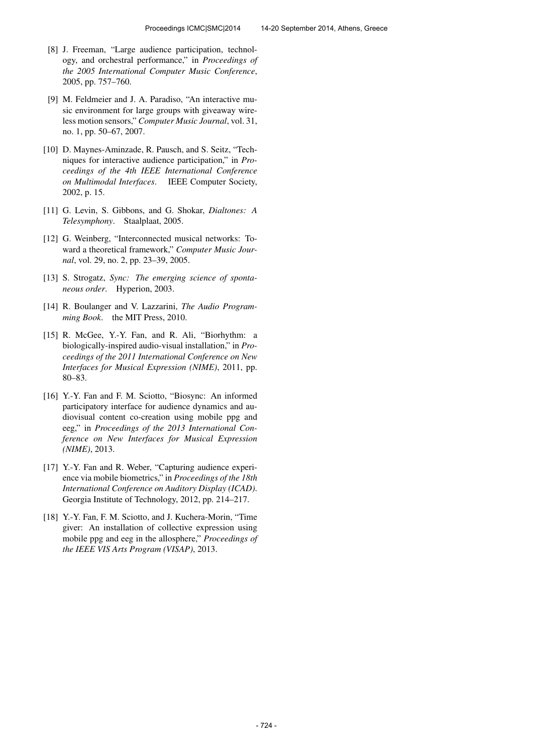[8] J. Freeman, "Large audience participation, technology, and orchestral performance," in *Proceedings of the 2005 International Computer Music Conference*, 2005, pp. 757–760.

[9] M. Feldmeier and J. A. Paradiso, "An interactive music environment for large groups with giveaway wireless motion sensors," *Computer Music Journal*, vol. 31, no. 1, pp. 50–67, 2007.

[10] D. Maynes-Aminzade, R. Pausch, and S. Seitz, "Techniques for interactive audience participation," in *Proceedings of the 4th IEEE International Conference on Multimodal Interfaces*. IEEE Computer Society, 2002, p. 15.

[11] G. Levin, S. Gibbons, and G. Shokar, *Dialtones: A Telesymphony*. Staalplaat, 2005.

[12] G. Weinberg, "Interconnected musical networks: Toward a theoretical framework," *Computer Music Journal*, vol. 29, no. 2, pp. 23–39, 2005.

[13] S. Strogatz, *Sync: The emerging science of spontaneous order*. Hyperion, 2003.

[14] R. Boulanger and V. Lazzarini, *The Audio Programming Book*. the MIT Press, 2010.

[15] R. McGee, Y.-Y. Fan, and R. Ali, "Biorhythm: a biologically-inspired audio-visual installation," in *Proceedings of the 2011 International Conference on New Interfaces for Musical Expression (NIME)*, 2011, pp. 80–83.

[16] Y.-Y. Fan and F. M. Sciotto, "Biosync: An informed participatory interface for audience dynamics and audiovisual content co-creation using mobile ppg and eeg," in *Proceedings of the 2013 International Conference on New Interfaces for Musical Expression (NIME)*, 2013.

[17] Y.-Y. Fan and R. Weber, "Capturing audience experience via mobile biometrics," in *Proceedings of the 18th International Conference on Auditory Display (ICAD)*. Georgia Institute of Technology, 2012, pp. 214–217.

[18] Y.-Y. Fan, F. M. Sciotto, and J. Kuchera-Morin, "Time giver: An installation of collective expression using mobile ppg and eeg in the allosphere," *Proceedings of the IEEE VIS Arts Program (VISAP)*, 2013.